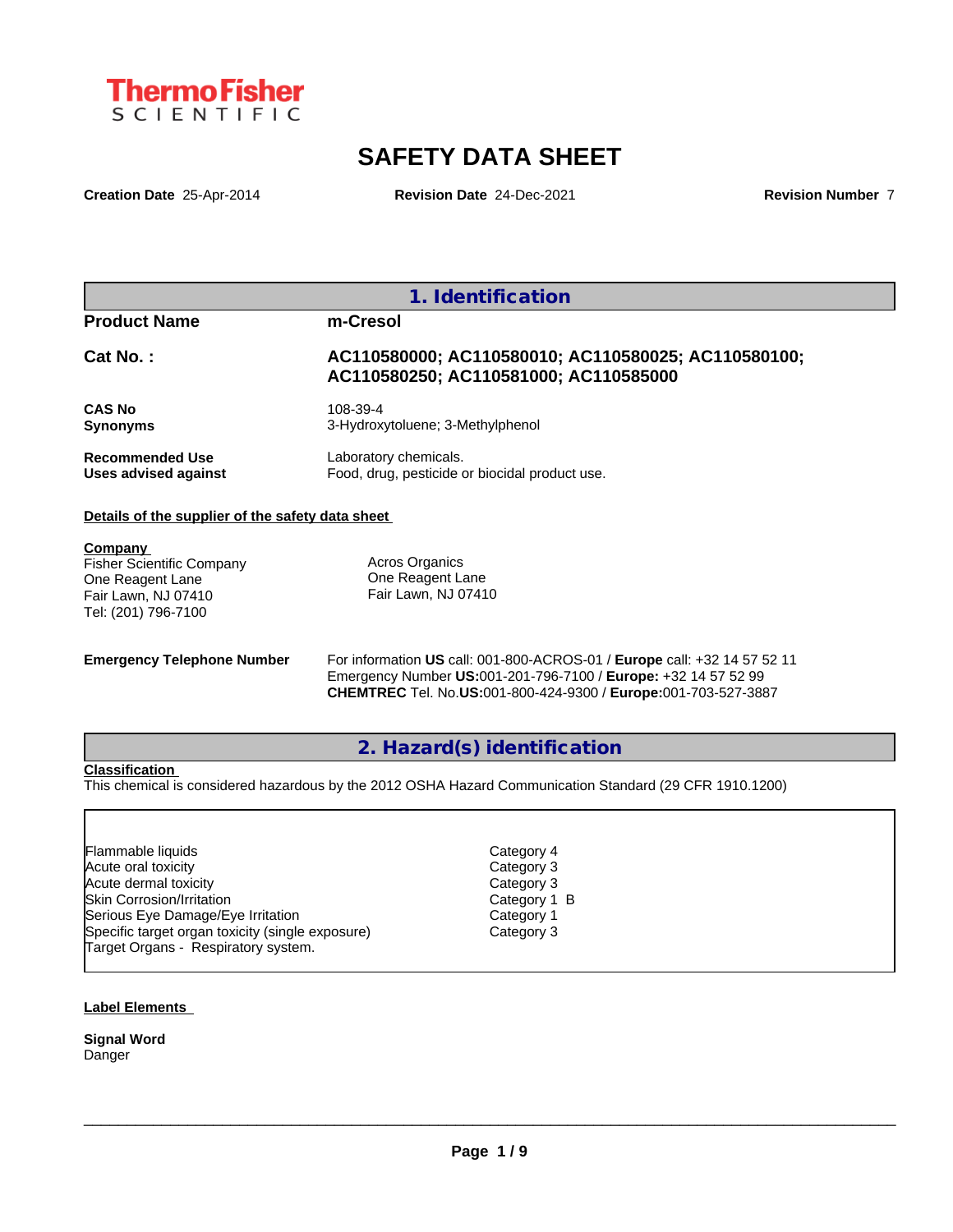ThermoFisher SCIENTIFIC

# SAFETY DATA SHEET

**Creation Date** 25-Apr-2014 **Revision Date** 24-Dec-2021 **Revision Number** 7

## 1. Identification

| | |
|---|---|
| **Product Name** | **m-Cresol** |
| **Cat No. :** | **AC110580000; AC110580010; AC110580025; AC110580100; AC110580250; AC110581000; AC110585000** |
| **CAS No** | 108-39-4 |
| **Synonyms** | 3-Hydroxytoluene; 3-Methylphenol |
| **Recommended Use** | Laboratory chemicals. |
| **Uses advised against** | Food, drug, pesticide or biocidal product use. |

**Details of the supplier of the safety data sheet**

**Company**
Fisher Scientific Company
One Reagent Lane
Fair Lawn, NJ 07410
Tel: (201) 796-7100

Acros Organics
One Reagent Lane
Fair Lawn, NJ 07410

**Emergency Telephone Number**
For information **US** call: 001-800-ACROS-01 / **Europe** call: +32 14 57 52 11
Emergency Number **US:**001-201-796-7100 / **Europe:** +32 14 57 52 99
**CHEMTREC** Tel. No.**US:**001-800-424-9300 / **Europe:**001-703-527-3887

## 2. Hazard(s) identification

**Classification**
This chemical is considered hazardous by the 2012 OSHA Hazard Communication Standard (29 CFR 1910.1200)

| | |
|---|---|
| Flammable liquids | Category 4 |
| Acute oral toxicity | Category 3 |
| Acute dermal toxicity | Category 3 |
| Skin Corrosion/Irritation | Category 1 B |
| Serious Eye Damage/Eye Irritation | Category 1 |
| Specific target organ toxicity (single exposure) | Category 3 |

Target Organs - Respiratory system.

**Label Elements**

**Signal Word**
Danger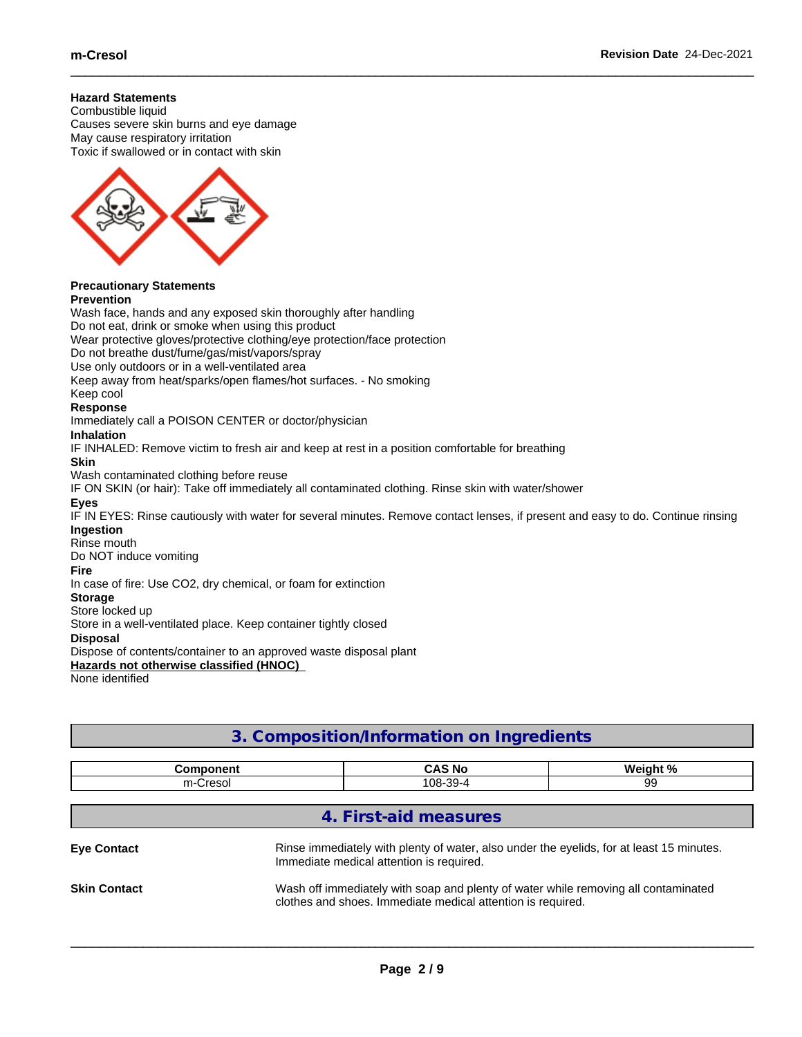**Hazard Statements**
Combustible liquid
Causes severe skin burns and eye damage
May cause respiratory irritation
Toxic if swallowed or in contact with skin

**Precautionary Statements**
**Prevention**
Wash face, hands and any exposed skin thoroughly after handling
Do not eat, drink or smoke when using this product
Wear protective gloves/protective clothing/eye protection/face protection
Do not breathe dust/fume/gas/mist/vapors/spray
Use only outdoors or in a well-ventilated area
Keep away from heat/sparks/open flames/hot surfaces. - No smoking
Keep cool
**Response**
Immediately call a POISON CENTER or doctor/physician
**Inhalation**
IF INHALED: Remove victim to fresh air and keep at rest in a position comfortable for breathing
**Skin**
Wash contaminated clothing before reuse
IF ON SKIN (or hair): Take off immediately all contaminated clothing. Rinse skin with water/shower
**Eyes**
IF IN EYES: Rinse cautiously with water for several minutes. Remove contact lenses, if present and easy to do. Continue rinsing
**Ingestion**
Rinse mouth
Do NOT induce vomiting
**Fire**
In case of fire: Use CO2, dry chemical, or foam for extinction
**Storage**
Store locked up
Store in a well-ventilated place. Keep container tightly closed
**Disposal**
Dispose of contents/container to an approved waste disposal plant
**Hazards not otherwise classified (HNOC)**
None identified

## 3. Composition/Information on Ingredients

| Component | CAS No | Weight % |
|---|---|---|
| m-Cresol | 108-39-4 | 99 |

## 4. First-aid measures

**Eye Contact**
Rinse immediately with plenty of water, also under the eyelids, for at least 15 minutes. Immediate medical attention is required.

**Skin Contact**
Wash off immediately with soap and plenty of water while removing all contaminated clothes and shoes. Immediate medical attention is required.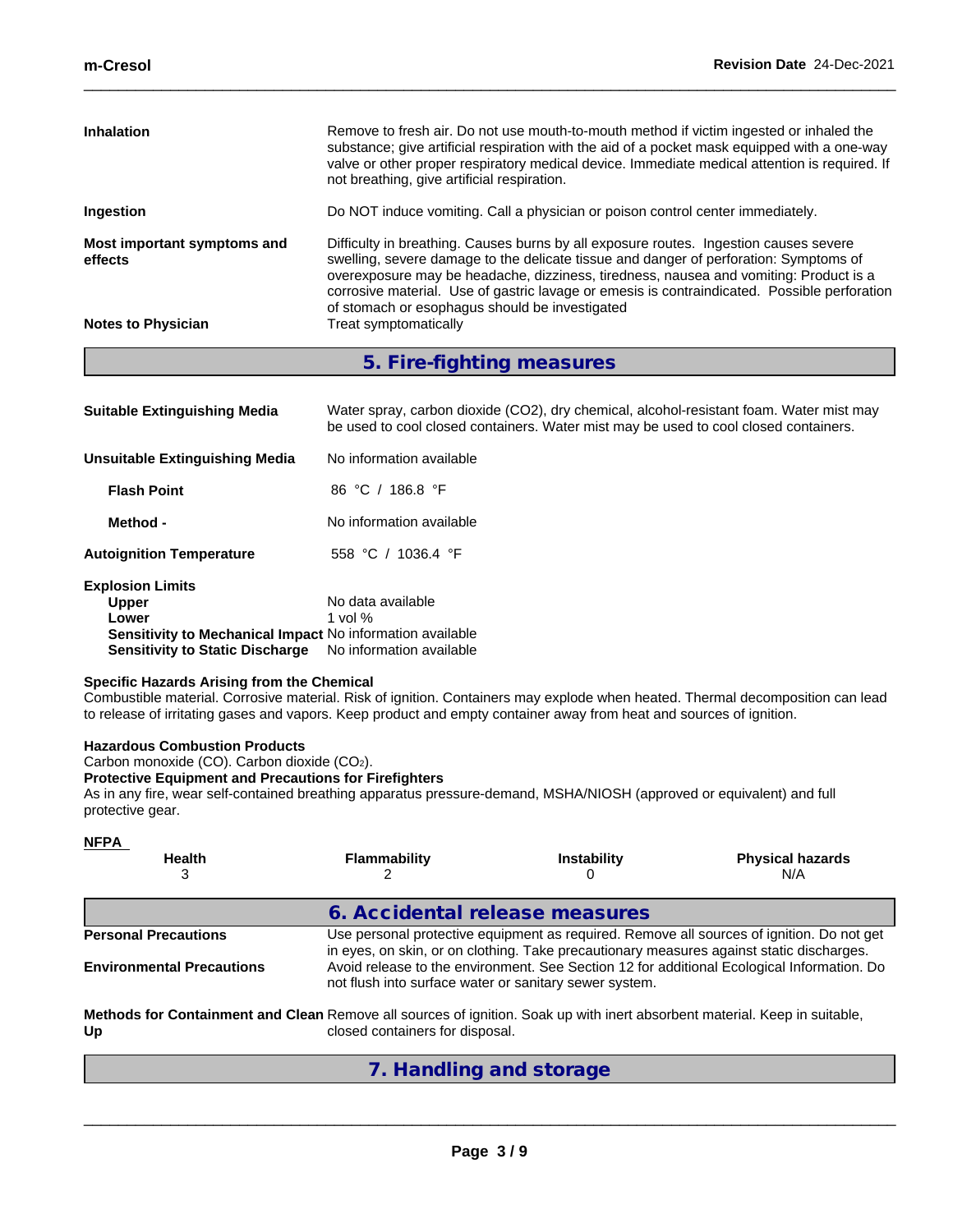**Inhalation** — Remove to fresh air. Do not use mouth-to-mouth method if victim ingested or inhaled the substance; give artificial respiration with the aid of a pocket mask equipped with a one-way valve or other proper respiratory medical device. Immediate medical attention is required. If not breathing, give artificial respiration.

**Ingestion** — Do NOT induce vomiting. Call a physician or poison control center immediately.

**Most important symptoms and effects** — Difficulty in breathing. Causes burns by all exposure routes. Ingestion causes severe swelling, severe damage to the delicate tissue and danger of perforation: Symptoms of overexposure may be headache, dizziness, tiredness, nausea and vomiting: Product is a corrosive material. Use of gastric lavage or emesis is contraindicated. Possible perforation of stomach or esophagus should be investigated

**Notes to Physician** — Treat symptomatically

## 5. Fire-fighting measures

**Suitable Extinguishing Media** — Water spray, carbon dioxide ($CO_2$), dry chemical, alcohol-resistant foam. Water mist may be used to cool closed containers. Water mist may be used to cool closed containers.

**Unsuitable Extinguishing Media** — No information available

**Flash Point** — 86 °C / 186.8 °F

**Method -** — No information available

**Autoignition Temperature** — 558 °C / 1036.4 °F

**Explosion Limits**
- **Upper** — No data available
- **Lower** — 1 vol %
- **Sensitivity to Mechanical Impact** — No information available
- **Sensitivity to Static Discharge** — No information available

**Specific Hazards Arising from the Chemical**
Combustible material. Corrosive material. Risk of ignition. Containers may explode when heated. Thermal decomposition can lead to release of irritating gases and vapors. Keep product and empty container away from heat and sources of ignition.

**Hazardous Combustion Products**
Carbon monoxide (CO). Carbon dioxide ($CO_2$).

**Protective Equipment and Precautions for Firefighters**
As in any fire, wear self-contained breathing apparatus pressure-demand, MSHA/NIOSH (approved or equivalent) and full protective gear.

**NFPA**

| Health | Flammability | Instability | Physical hazards |
|---|---|---|---|
| 3 | 2 | 0 | N/A |

## 6. Accidental release measures

**Personal Precautions** — Use personal protective equipment as required. Remove all sources of ignition. Do not get in eyes, on skin, or on clothing. Take precautionary measures against static discharges.

**Environmental Precautions** — Avoid release to the environment. See Section 12 for additional Ecological Information. Do not flush into surface water or sanitary sewer system.

**Methods for Containment and Clean Up** — Remove all sources of ignition. Soak up with inert absorbent material. Keep in suitable, closed containers for disposal.

## 7. Handling and storage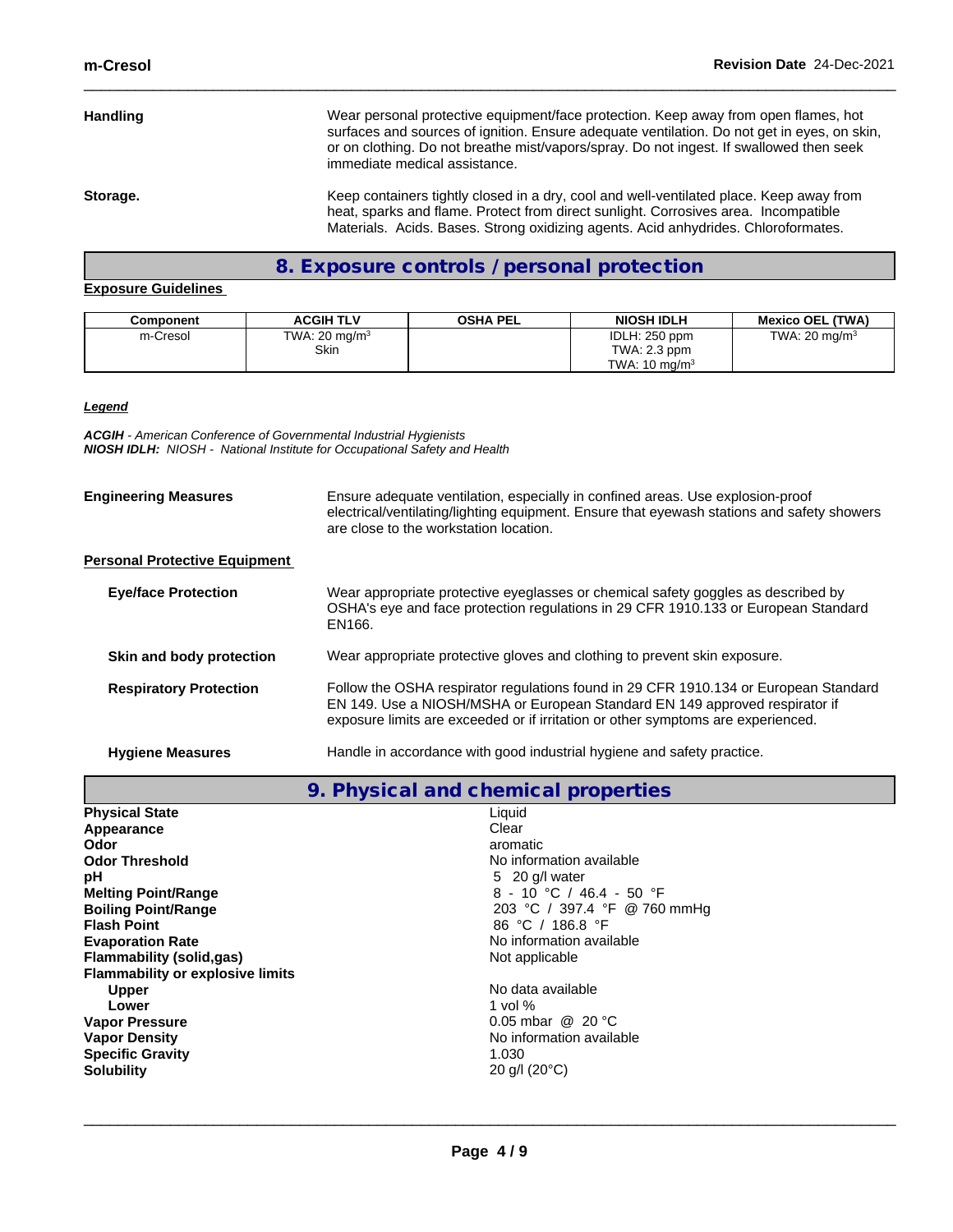**Handling** Wear personal protective equipment/face protection. Keep away from open flames, hot surfaces and sources of ignition. Ensure adequate ventilation. Do not get in eyes, on skin, or on clothing. Do not breathe mist/vapors/spray. Do not ingest. If swallowed then seek immediate medical assistance.

**Storage.** Keep containers tightly closed in a dry, cool and well-ventilated place. Keep away from heat, sparks and flame. Protect from direct sunlight. Corrosives area. Incompatible Materials. Acids. Bases. Strong oxidizing agents. Acid anhydrides. Chloroformates.

## 8. Exposure controls / personal protection

**Exposure Guidelines**

| Component | ACGIH TLV | OSHA PEL | NIOSH IDLH | Mexico OEL (TWA) |
|---|---|---|---|---|
| m-Cresol | TWA: 20 mg/m$^3$<br>Skin | | IDLH: 250 ppm<br>TWA: 2.3 ppm<br>TWA: 10 mg/m$^3$ | TWA: 20 mg/m$^3$ |

***Legend***

***ACGIH*** *- American Conference of Governmental Industrial Hygienists*
***NIOSH IDLH:*** *NIOSH - National Institute for Occupational Safety and Health*

**Engineering Measures** Ensure adequate ventilation, especially in confined areas. Use explosion-proof electrical/ventilating/lighting equipment. Ensure that eyewash stations and safety showers are close to the workstation location.

**Personal Protective Equipment**

**Eye/face Protection** Wear appropriate protective eyeglasses or chemical safety goggles as described by OSHA's eye and face protection regulations in 29 CFR 1910.133 or European Standard EN166.

**Skin and body protection** Wear appropriate protective gloves and clothing to prevent skin exposure.

**Respiratory Protection** Follow the OSHA respirator regulations found in 29 CFR 1910.134 or European Standard EN 149. Use a NIOSH/MSHA or European Standard EN 149 approved respirator if exposure limits are exceeded or if irritation or other symptoms are experienced.

**Hygiene Measures** Handle in accordance with good industrial hygiene and safety practice.

## 9. Physical and chemical properties

**Physical State** Liquid
**Appearance** Clear
**Odor** aromatic
**Odor Threshold** No information available
**pH** 5 20 g/l water
**Melting Point/Range** 8 - 10 °C / 46.4 - 50 °F
**Boiling Point/Range** 203 °C / 397.4 °F @ 760 mmHg
**Flash Point** 86 °C / 186.8 °F
**Evaporation Rate** No information available
**Flammability (solid,gas)** Not applicable
**Flammability or explosive limits**
**Upper** No data available
**Lower** 1 vol %
**Vapor Pressure** 0.05 mbar @ 20 °C
**Vapor Density** No information available
**Specific Gravity** 1.030
**Solubility** 20 g/l (20°C)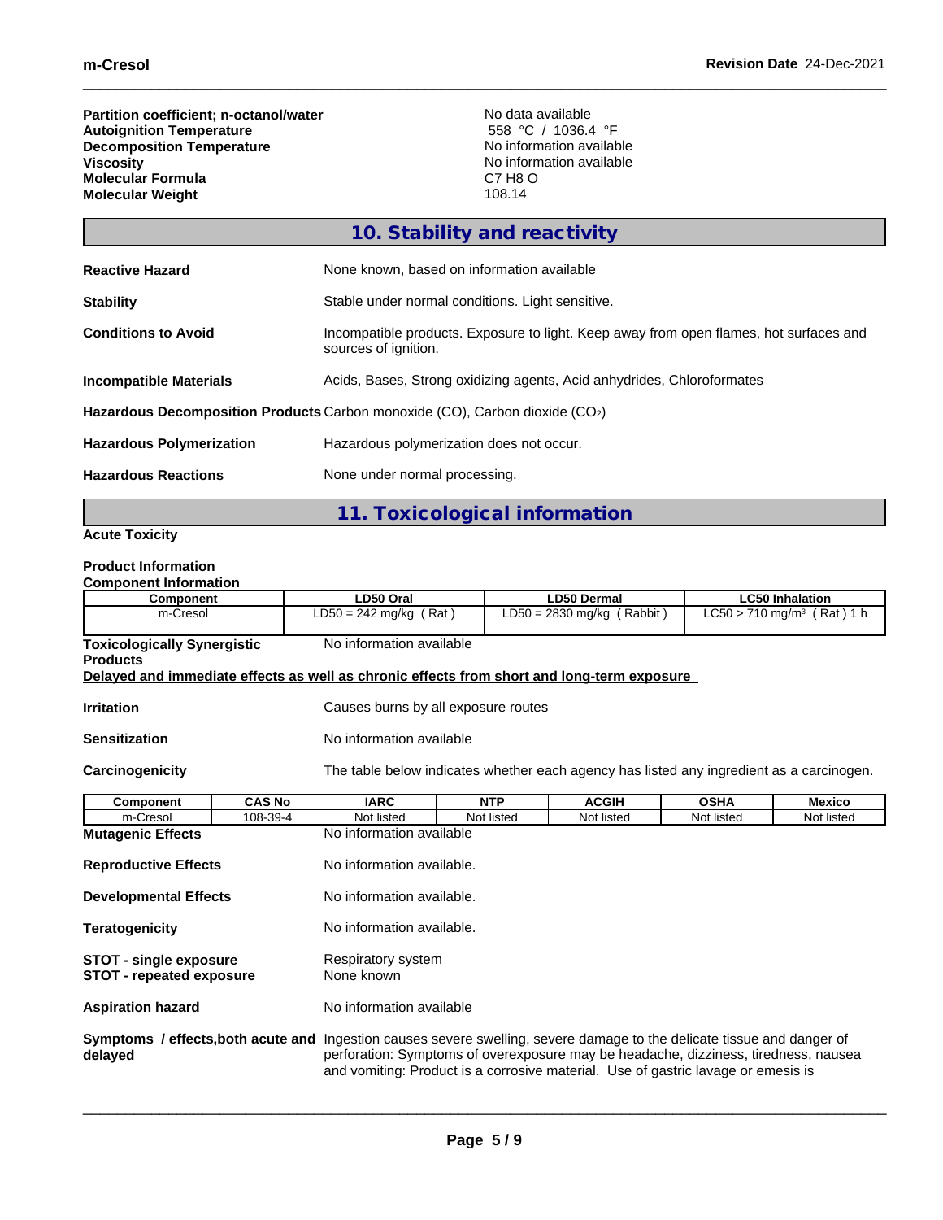| | |
|---|---|
| **Partition coefficient; n-octanol/water** | No data available |
| **Autoignition Temperature** | 558 °C / 1036.4 °F |
| **Decomposition Temperature** | No information available |
| **Viscosity** | No information available |
| **Molecular Formula** | C7 H8 O |
| **Molecular Weight** | 108.14 |

## 10. Stability and reactivity

**Reactive Hazard** None known, based on information available

**Stability** Stable under normal conditions. Light sensitive.

**Conditions to Avoid** Incompatible products. Exposure to light. Keep away from open flames, hot surfaces and sources of ignition.

**Incompatible Materials** Acids, Bases, Strong oxidizing agents, Acid anhydrides, Chloroformates

**Hazardous Decomposition Products** Carbon monoxide (CO), Carbon dioxide ($CO_2$)

**Hazardous Polymerization** Hazardous polymerization does not occur.

**Hazardous Reactions** None under normal processing.

## 11. Toxicological information

**Acute Toxicity**

**Product Information**

**Component Information**

| Component | LD50 Oral | LD50 Dermal | LC50 Inhalation |
|---|---|---|---|
| m-Cresol | LD50 = 242 mg/kg ( Rat ) | LD50 = 2830 mg/kg ( Rabbit ) | LC50 > 710 mg/m³ ( Rat ) 1 h |

**Toxicologically Synergistic Products** No information available

**Delayed and immediate effects as well as chronic effects from short and long-term exposure**

**Irritation** Causes burns by all exposure routes

**Sensitization** No information available

**Carcinogenicity** The table below indicates whether each agency has listed any ingredient as a carcinogen.

| Component | CAS No | IARC | NTP | ACGIH | OSHA | Mexico |
|---|---|---|---|---|---|---|
| m-Cresol | 108-39-4 | Not listed | Not listed | Not listed | Not listed | Not listed |

**Mutagenic Effects** No information available

**Reproductive Effects** No information available.

**Developmental Effects** No information available.

**Teratogenicity** No information available.

**STOT - single exposure** Respiratory system
**STOT - repeated exposure** None known

**Aspiration hazard** No information available

**Symptoms / effects,both acute and delayed** Ingestion causes severe swelling, severe damage to the delicate tissue and danger of perforation: Symptoms of overexposure may be headache, dizziness, tiredness, nausea and vomiting: Product is a corrosive material. Use of gastric lavage or emesis is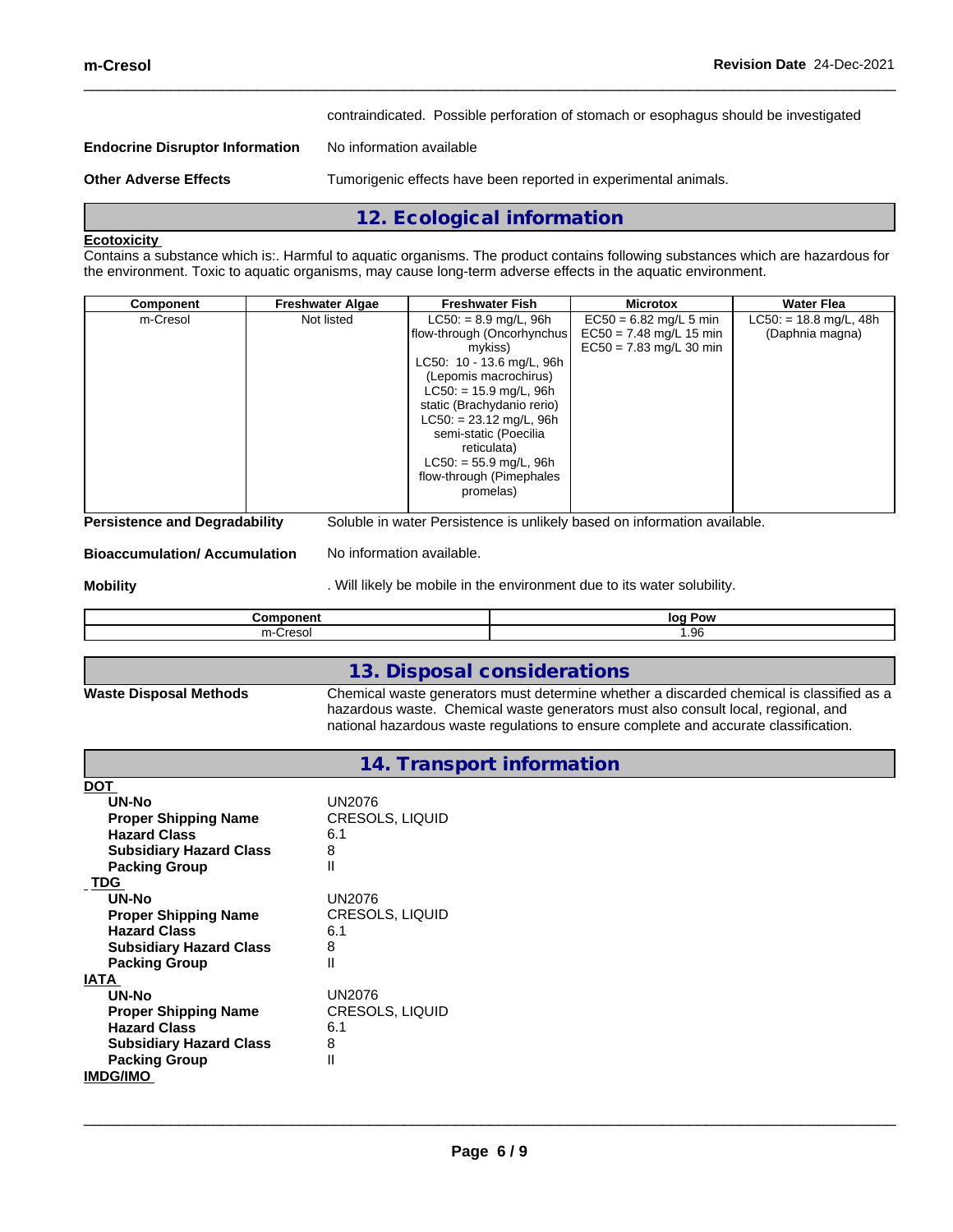contraindicated. Possible perforation of stomach or esophagus should be investigated

**Endocrine Disruptor Information** No information available

**Other Adverse Effects** Tumorigenic effects have been reported in experimental animals.

## 12. Ecological information

**Ecotoxicity**

Contains a substance which is:. Harmful to aquatic organisms. The product contains following substances which are hazardous for the environment. Toxic to aquatic organisms, may cause long-term adverse effects in the aquatic environment.

| Component | Freshwater Algae | Freshwater Fish | Microtox | Water Flea |
|---|---|---|---|---|
| m-Cresol | Not listed | LC50: = 8.9 mg/L, 96h flow-through (Oncorhynchus mykiss)<br>LC50: 10 - 13.6 mg/L, 96h (Lepomis macrochirus)<br>LC50: = 15.9 mg/L, 96h static (Brachydanio rerio)<br>LC50: = 23.12 mg/L, 96h semi-static (Poecilia reticulata)<br>LC50: = 55.9 mg/L, 96h flow-through (Pimephales promelas) | EC50 = 6.82 mg/L 5 min<br>EC50 = 7.48 mg/L 15 min<br>EC50 = 7.83 mg/L 30 min | LC50: = 18.8 mg/L, 48h (Daphnia magna) |

**Persistence and Degradability** Soluble in water Persistence is unlikely based on information available.

**Bioaccumulation/ Accumulation** No information available.

**Mobility** . Will likely be mobile in the environment due to its water solubility.

| Component | log Pow |
|---|---|
| m-Cresol | 1.96 |

## 13. Disposal considerations

**Waste Disposal Methods** Chemical waste generators must determine whether a discarded chemical is classified as a hazardous waste. Chemical waste generators must also consult local, regional, and national hazardous waste regulations to ensure complete and accurate classification.

## 14. Transport information

**DOT**

| | |
|---|---|
| **UN-No** | UN2076 |
| **Proper Shipping Name** | CRESOLS, LIQUID |
| **Hazard Class** | 6.1 |
| **Subsidiary Hazard Class** | 8 |
| **Packing Group** | II |

**TDG**

| | |
|---|---|
| **UN-No** | UN2076 |
| **Proper Shipping Name** | CRESOLS, LIQUID |
| **Hazard Class** | 6.1 |
| **Subsidiary Hazard Class** | 8 |
| **Packing Group** | II |

**IATA**

| | |
|---|---|
| **UN-No** | UN2076 |
| **Proper Shipping Name** | CRESOLS, LIQUID |
| **Hazard Class** | 6.1 |
| **Subsidiary Hazard Class** | 8 |
| **Packing Group** | II |

**IMDG/IMO**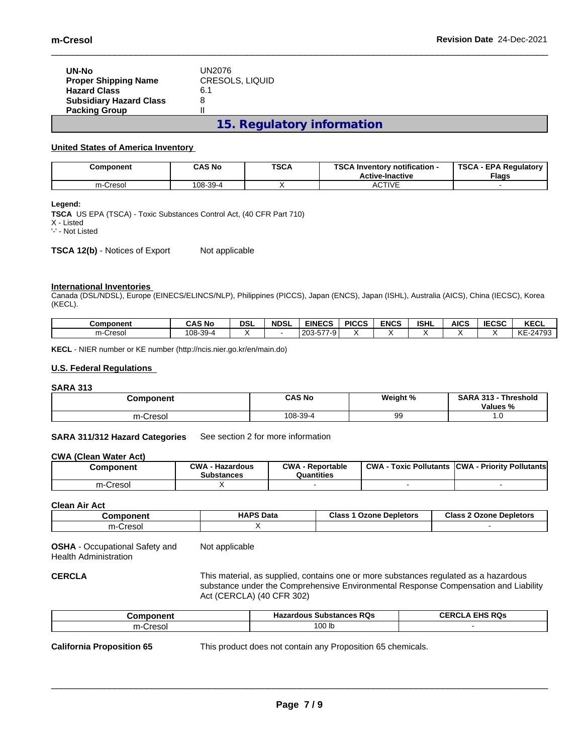| | |
|---|---|
| **UN-No** | UN2076 |
| **Proper Shipping Name** | CRESOLS, LIQUID |
| **Hazard Class** | 6.1 |
| **Subsidiary Hazard Class** | 8 |
| **Packing Group** | II |

## 15. Regulatory information

**United States of America Inventory**

| Component | CAS No | TSCA | TSCA Inventory notification - Active-Inactive | TSCA - EPA Regulatory Flags |
|---|---|---|---|---|
| m-Cresol | 108-39-4 | X | ACTIVE | - |

**Legend:**
**TSCA** US EPA (TSCA) - Toxic Substances Control Act, (40 CFR Part 710)
X - Listed
'-' - Not Listed

**TSCA 12(b)** - Notices of Export Not applicable

**International Inventories**
Canada (DSL/NDSL), Europe (EINECS/ELINCS/NLP), Philippines (PICCS), Japan (ENCS), Japan (ISHL), Australia (AICS), China (IECSC), Korea (KECL).

| Component | CAS No | DSL | NDSL | EINECS | PICCS | ENCS | ISHL | AICS | IECSC | KECL |
|---|---|---|---|---|---|---|---|---|---|---|
| m-Cresol | 108-39-4 | X | - | 203-577-9 | X | X | X | X | X | KE-24793 |

**KECL** - NIER number or KE number (http://ncis.nier.go.kr/en/main.do)

**U.S. Federal Regulations**

**SARA 313**

| Component | CAS No | Weight % | SARA 313 - Threshold Values % |
|---|---|---|---|
| m-Cresol | 108-39-4 | 99 | 1.0 |

**SARA 311/312 Hazard Categories** See section 2 for more information

**CWA (Clean Water Act)**

| Component | CWA - Hazardous Substances | CWA - Reportable Quantities | CWA - Toxic Pollutants | CWA - Priority Pollutants |
|---|---|---|---|---|
| m-Cresol | X | - | - | - |

**Clean Air Act**

| Component | HAPS Data | Class 1 Ozone Depletors | Class 2 Ozone Depletors |
|---|---|---|---|
| m-Cresol | X | | - |

**OSHA** - Occupational Safety and Health Administration Not applicable

**CERCLA** This material, as supplied, contains one or more substances regulated as a hazardous substance under the Comprehensive Environmental Response Compensation and Liability Act (CERCLA) (40 CFR 302)

| Component | Hazardous Substances RQs | CERCLA EHS RQs |
|---|---|---|
| m-Cresol | 100 lb | - |

**California Proposition 65** This product does not contain any Proposition 65 chemicals.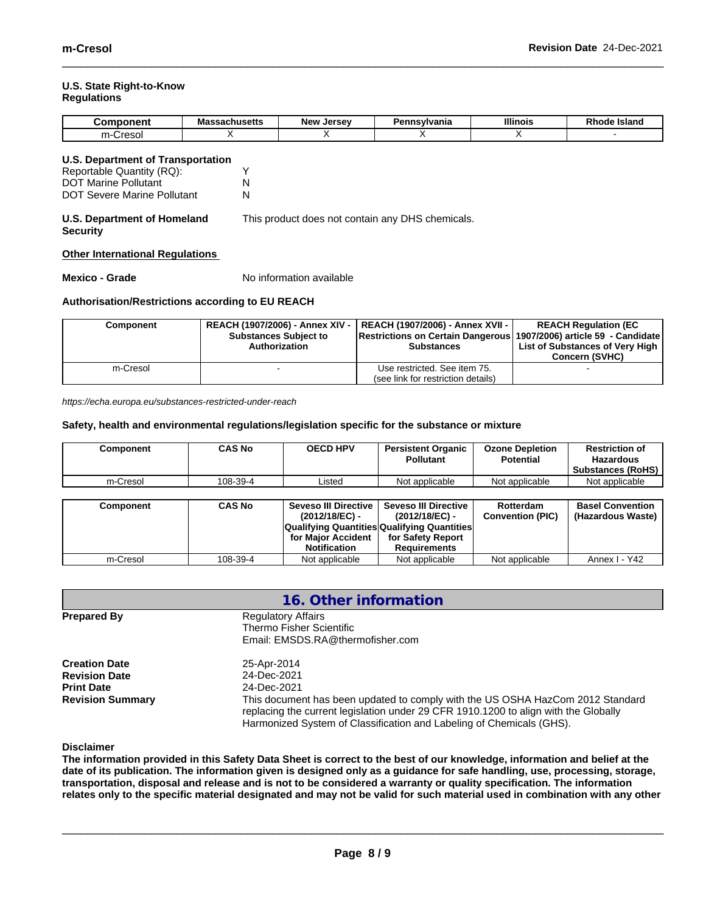**U.S. State Right-to-Know Regulations**

| Component | Massachusetts | New Jersey | Pennsylvania | Illinois | Rhode Island |
|---|---|---|---|---|---|
| m-Cresol | X | X | X | X | - |

**U.S. Department of Transportation**

Reportable Quantity (RQ): Y
DOT Marine Pollutant N
DOT Severe Marine Pollutant N

**U.S. Department of Homeland Security** This product does not contain any DHS chemicals.

**Other International Regulations**

**Mexico - Grade** No information available

**Authorisation/Restrictions according to EU REACH**

| Component | REACH (1907/2006) - Annex XIV - Substances Subject to Authorization | REACH (1907/2006) - Annex XVII - Restrictions on Certain Dangerous Substances | REACH Regulation (EC 1907/2006) article 59 - Candidate List of Substances of Very High Concern (SVHC) |
|---|---|---|---|
| m-Cresol | - | Use restricted. See item 75. (see link for restriction details) | - |

*https://echa.europa.eu/substances-restricted-under-reach*

**Safety, health and environmental regulations/legislation specific for the substance or mixture**

| Component | CAS No | OECD HPV | Persistent Organic Pollutant | Ozone Depletion Potential | Restriction of Hazardous Substances (RoHS) |
|---|---|---|---|---|---|
| m-Cresol | 108-39-4 | Listed | Not applicable | Not applicable | Not applicable |

| Component | CAS No | Seveso III Directive (2012/18/EC) - Qualifying Quantities for Major Accident Notification | Seveso III Directive (2012/18/EC) - Qualifying Quantities for Safety Report Requirements | Rotterdam Convention (PIC) | Basel Convention (Hazardous Waste) |
|---|---|---|---|---|---|
| m-Cresol | 108-39-4 | Not applicable | Not applicable | Not applicable | Annex I - Y42 |

## 16. Other information

**Prepared By** Regulatory Affairs
Thermo Fisher Scientific
Email: EMSDS.RA@thermofisher.com

**Creation Date** 25-Apr-2014
**Revision Date** 24-Dec-2021
**Print Date** 24-Dec-2021
**Revision Summary** This document has been updated to comply with the US OSHA HazCom 2012 Standard replacing the current legislation under 29 CFR 1910.1200 to align with the Globally Harmonized System of Classification and Labeling of Chemicals (GHS).

**Disclaimer**

**The information provided in this Safety Data Sheet is correct to the best of our knowledge, information and belief at the date of its publication. The information given is designed only as a guidance for safe handling, use, processing, storage, transportation, disposal and release and is not to be considered a warranty or quality specification. The information relates only to the specific material designated and may not be valid for such material used in combination with any other**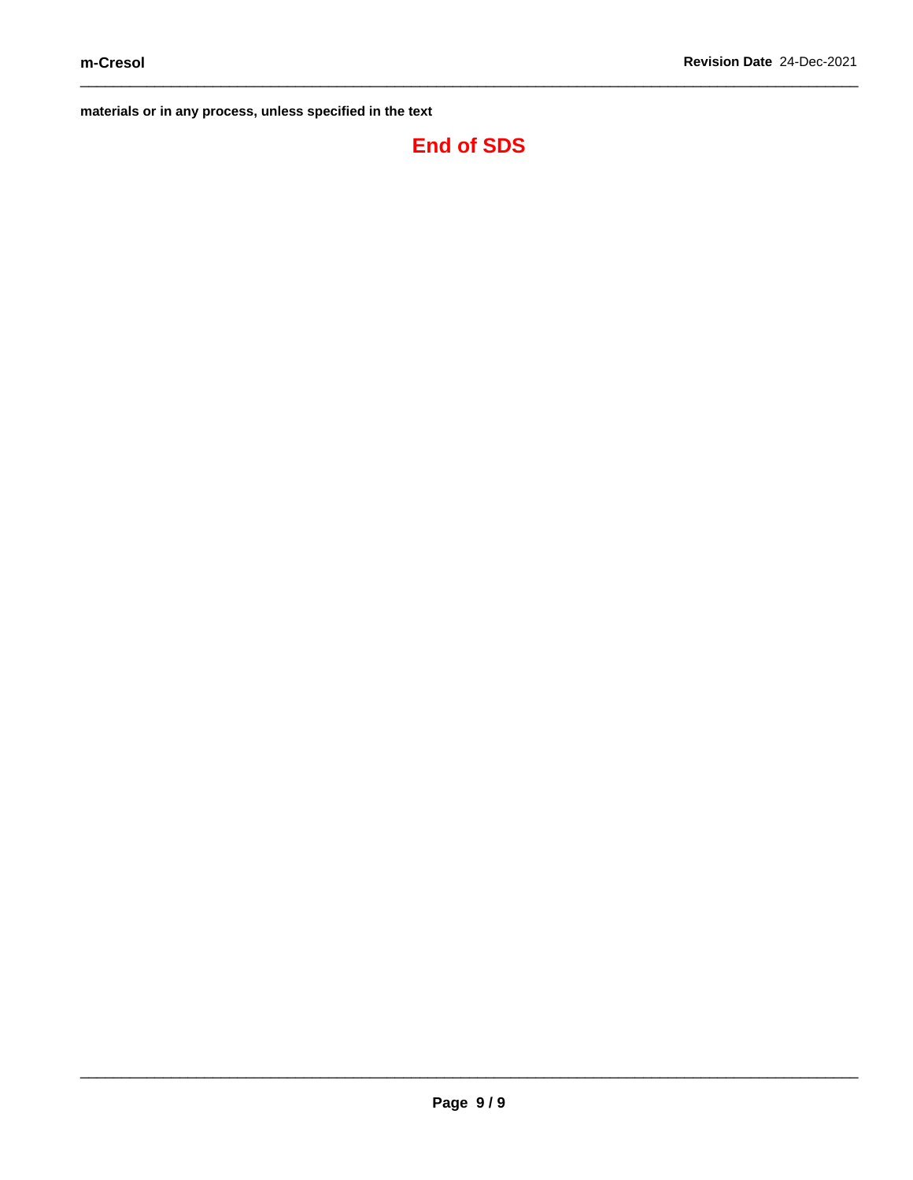**materials or in any process, unless specified in the text**

# End of SDS